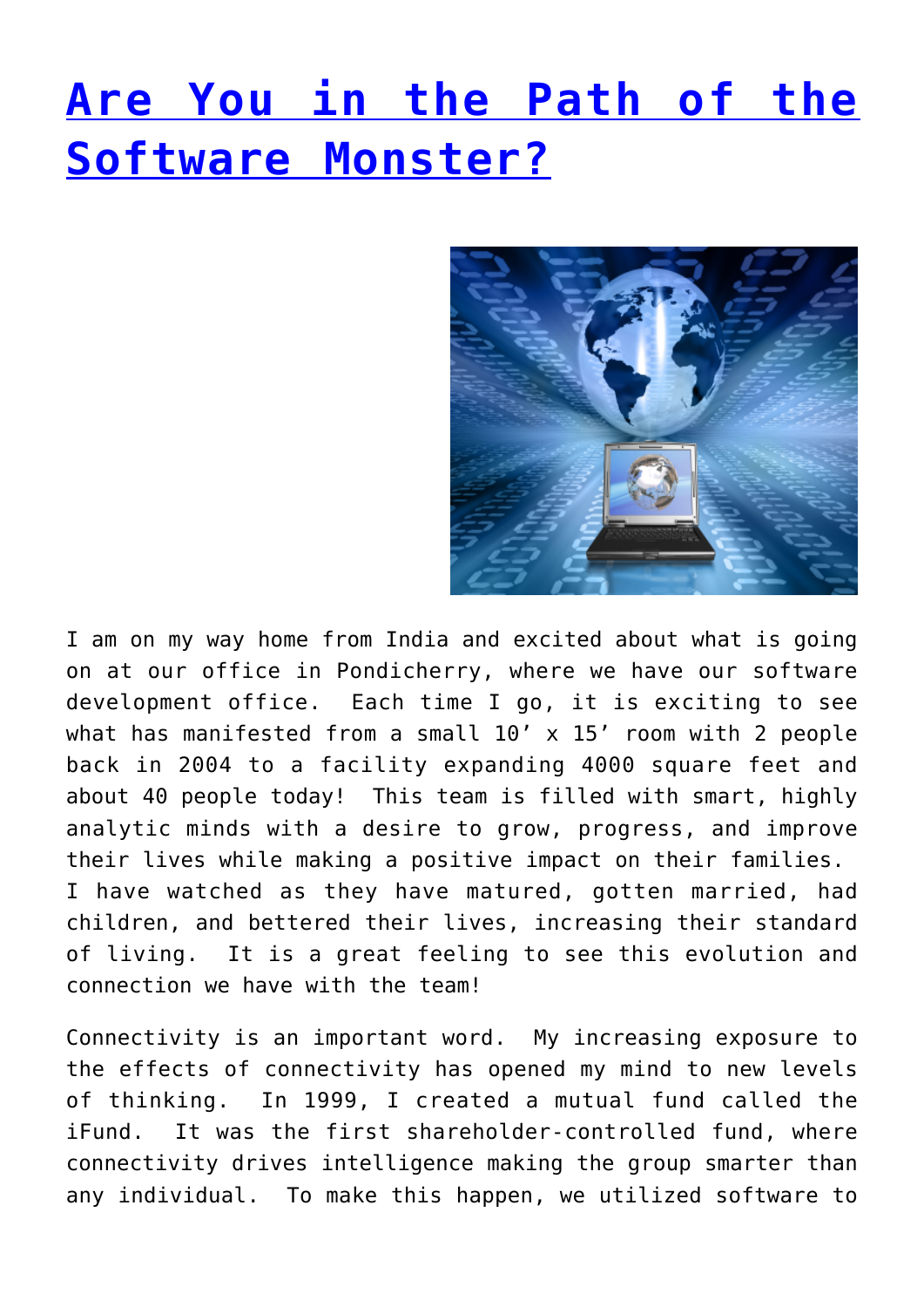# [Are You in the Path of the Software Monster?]()

I am on my way home from India and excited about what is going on at our office in Pondicherry, where we have our software development office. Each time I go, it is exciting to see what has manifested from a small 10’ x 15’ room with 2 people back in 2004 to a facility expanding 4000 square feet and about 40 people today! This team is filled with smart, highly analytic minds with a desire to grow, progress, and improve their lives while making a positive impact on their families. I have watched as they have matured, gotten married, had children, and bettered their lives, increasing their standard of living. It is a great feeling to see this evolution and connection we have with the team!

Connectivity is an important word. My increasing exposure to the effects of connectivity has opened my mind to new levels of thinking. In 1999, I created a mutual fund called the iFund. It was the first shareholder-controlled fund, where connectivity drives intelligence making the group smarter than any individual. To make this happen, we utilized software to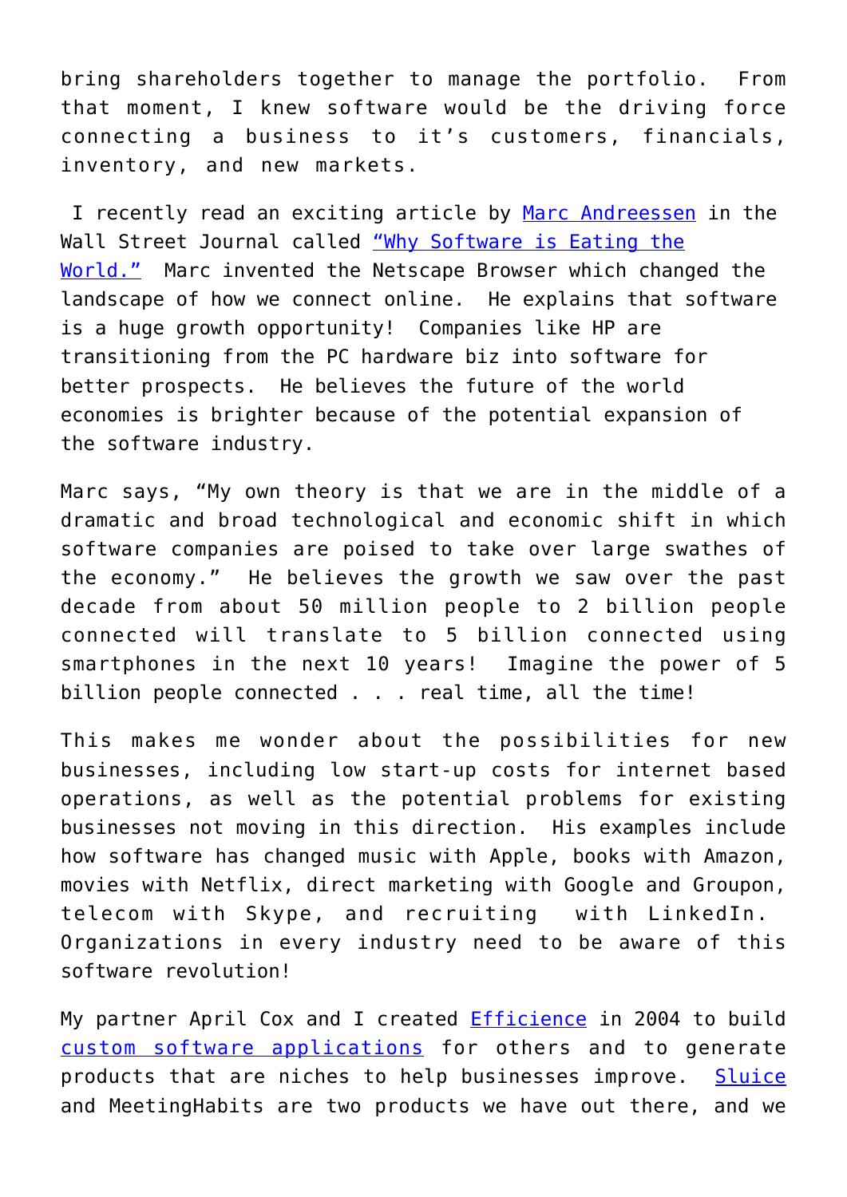bring shareholders together to manage the portfolio. From that moment, I knew software would be the driving force connecting a business to it's customers, financials, inventory, and new markets.

I recently read an exciting article by Marc Andreessen in the Wall Street Journal called "Why Software is Eating the World." Marc invented the Netscape Browser which changed the landscape of how we connect online. He explains that software is a huge growth opportunity! Companies like HP are transitioning from the PC hardware biz into software for better prospects. He believes the future of the world economies is brighter because of the potential expansion of the software industry.

Marc says, "My own theory is that we are in the middle of a dramatic and broad technological and economic shift in which software companies are poised to take over large swathes of the economy." He believes the growth we saw over the past decade from about 50 million people to 2 billion people connected will translate to 5 billion connected using smartphones in the next 10 years! Imagine the power of 5 billion people connected . . . real time, all the time!

This makes me wonder about the possibilities for new businesses, including low start-up costs for internet based operations, as well as the potential problems for existing businesses not moving in this direction. His examples include how software has changed music with Apple, books with Amazon, movies with Netflix, direct marketing with Google and Groupon, telecom with Skype, and recruiting with LinkedIn. Organizations in every industry need to be aware of this software revolution!

My partner April Cox and I created Efficience in 2004 to build custom software applications for others and to generate products that are niches to help businesses improve. Sluice and MeetingHabits are two products we have out there, and we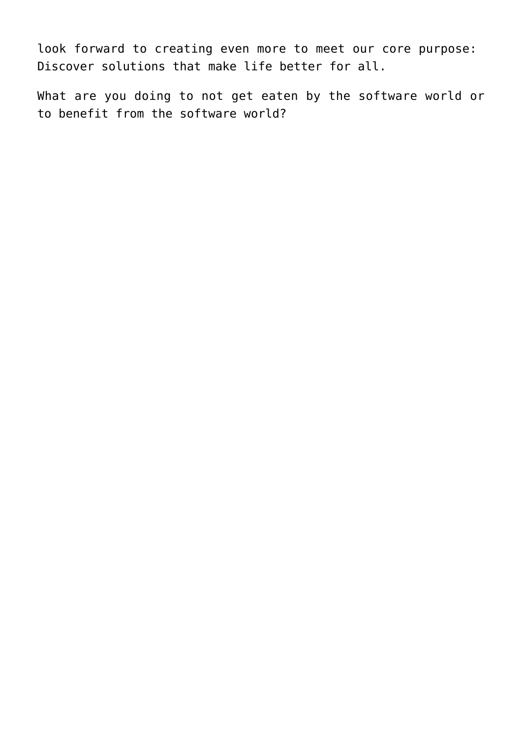look forward to creating even more to meet our core purpose: Discover solutions that make life better for all.

What are you doing to not get eaten by the software world or to benefit from the software world?